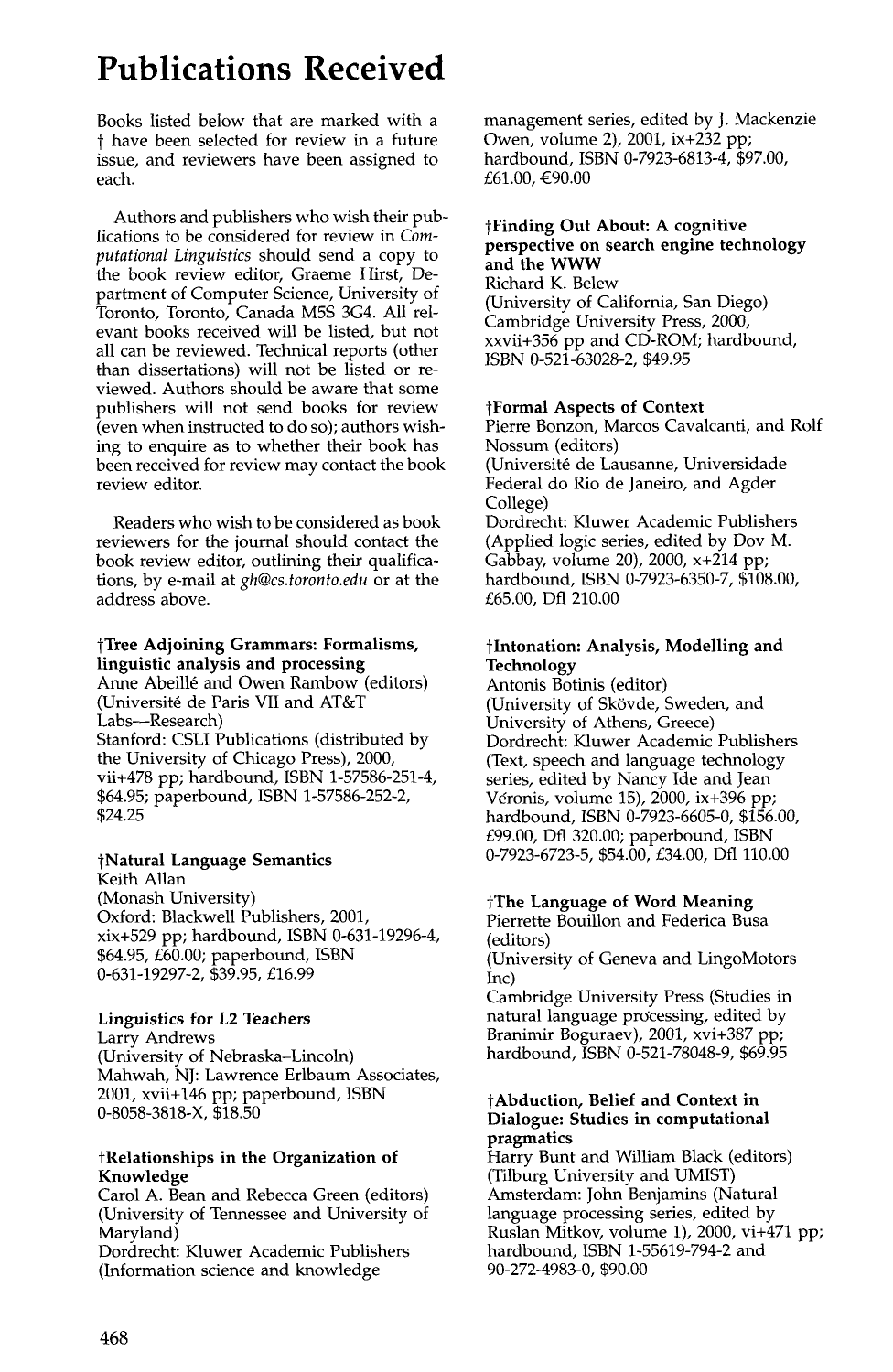# Publications Received

Books listed below that are marked with a † have been selected for review in a future issue, and reviewers have been assigned to each.

Authors and publishers who wish their publications to be considered for review in *Computational Linguistics* should send a copy to the book review editor, Graeme Hirst, Department of Computer Science, University of Toronto, Toronto, Canada M5S 3G4. All relevant books received will be listed, but not all can be reviewed. Technical reports (other than dissertations) will not be listed or reviewed. Authors should be aware that some publishers will not send books for review (even when instructed to do so); authors wishing to enquire as to whether their book has been received for review may contact the book review editor.

Readers who wish to be considered as book reviewers for the journal should contact the book review editor, outlining their qualifications, by e-mail at *gh@cs.toronto.edu* or at the address above.

**†Tree Adjoining Grammars: Formalisms, linguistic analysis and processing**
Anne Abeillé and Owen Rambow (editors)
(Université de Paris VII and AT&T Labs—Research)
Stanford: CSLI Publications (distributed by the University of Chicago Press), 2000, vii+478 pp; hardbound, ISBN 1-57586-251-4, $64.95; paperbound, ISBN 1-57586-252-2, $24.25

**†Natural Language Semantics**
Keith Allan
(Monash University)
Oxford: Blackwell Publishers, 2001, xix+529 pp; hardbound, ISBN 0-631-19296-4, $64.95, £60.00; paperbound, ISBN 0-631-19297-2, $39.95, £16.99

**Linguistics for L2 Teachers**
Larry Andrews
(University of Nebraska–Lincoln)
Mahwah, NJ: Lawrence Erlbaum Associates, 2001, xvii+146 pp; paperbound, ISBN 0-8058-3818-X, $18.50

**†Relationships in the Organization of Knowledge**
Carol A. Bean and Rebecca Green (editors)
(University of Tennessee and University of Maryland)
Dordrecht: Kluwer Academic Publishers (Information science and knowledge management series, edited by J. Mackenzie Owen, volume 2), 2001, ix+232 pp; hardbound, ISBN 0-7923-6813-4, $97.00, £61.00, €90.00

**†Finding Out About: A cognitive perspective on search engine technology and the WWW**
Richard K. Belew
(University of California, San Diego)
Cambridge University Press, 2000, xxvii+356 pp and CD-ROM; hardbound, ISBN 0-521-63028-2, $49.95

**†Formal Aspects of Context**
Pierre Bonzon, Marcos Cavalcanti, and Rolf Nossum (editors)
(Université de Lausanne, Universidade Federal do Rio de Janeiro, and Agder College)
Dordrecht: Kluwer Academic Publishers (Applied logic series, edited by Dov M. Gabbay, volume 20), 2000, x+214 pp; hardbound, ISBN 0-7923-6350-7, $108.00, £65.00, Dfl 210.00

**†Intonation: Analysis, Modelling and Technology**
Antonis Botinis (editor)
(University of Skövde, Sweden, and University of Athens, Greece)
Dordrecht: Kluwer Academic Publishers (Text, speech and language technology series, edited by Nancy Ide and Jean Véronis, volume 15), 2000, ix+396 pp; hardbound, ISBN 0-7923-6605-0, $156.00, £99.00, Dfl 320.00; paperbound, ISBN 0-7923-6723-5, $54.00, £34.00, Dfl 110.00

**†The Language of Word Meaning**
Pierrette Bouillon and Federica Busa (editors)
(University of Geneva and LingoMotors Inc)
Cambridge University Press (Studies in natural language processing, edited by Branimir Boguraev), 2001, xvi+387 pp; hardbound, ISBN 0-521-78048-9, $69.95

**†Abduction, Belief and Context in Dialogue: Studies in computational pragmatics**
Harry Bunt and William Black (editors)
(Tilburg University and UMIST)
Amsterdam: John Benjamins (Natural language processing series, edited by Ruslan Mitkov, volume 1), 2000, vi+471 pp; hardbound, ISBN 1-55619-794-2 and 90-272-4983-0, $90.00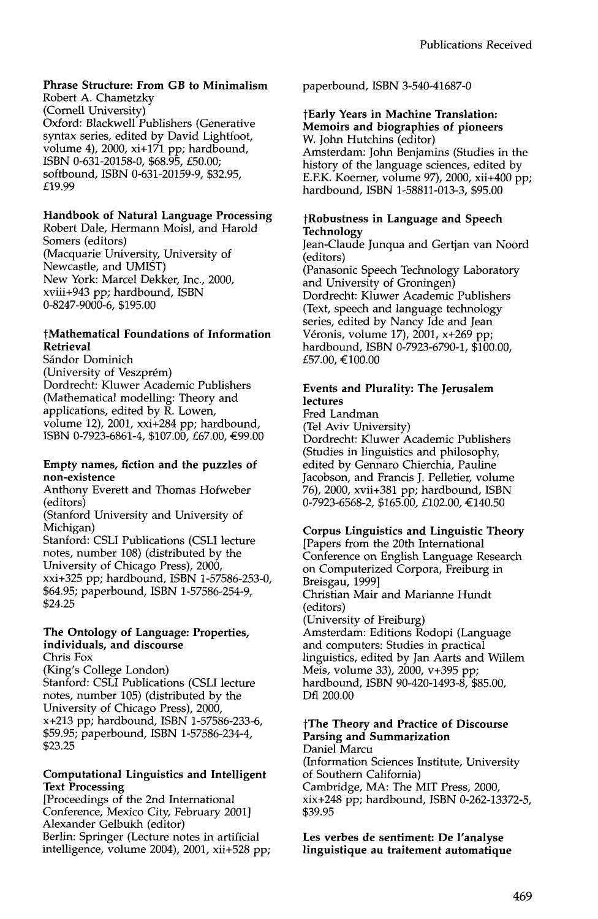**Phrase Structure: From GB to Minimalism**
Robert A. Chametzky
(Cornell University)
Oxford: Blackwell Publishers (Generative syntax series, edited by David Lightfoot, volume 4), 2000, xi+171 pp; hardbound, ISBN 0-631-20158-0, $68.95, £50.00; softbound, ISBN 0-631-20159-9, $32.95, £19.99

**Handbook of Natural Language Processing**
Robert Dale, Hermann Moisl, and Harold Somers (editors)
(Macquarie University, University of Newcastle, and UMIST)
New York: Marcel Dekker, Inc., 2000, xviii+943 pp; hardbound, ISBN 0-8247-9000-6, $195.00

**†Mathematical Foundations of Information Retrieval**
Sándor Dominich
(University of Veszprém)
Dordrecht: Kluwer Academic Publishers (Mathematical modelling: Theory and applications, edited by R. Lowen, volume 12), 2001, xxi+284 pp; hardbound, ISBN 0-7923-6861-4, $107.00, £67.00, €99.00

**Empty names, fiction and the puzzles of non-existence**
Anthony Everett and Thomas Hofweber (editors)
(Stanford University and University of Michigan)
Stanford: CSLI Publications (CSLI lecture notes, number 108) (distributed by the University of Chicago Press), 2000, xxi+325 pp; hardbound, ISBN 1-57586-253-0, $64.95; paperbound, ISBN 1-57586-254-9, $24.25

**The Ontology of Language: Properties, individuals, and discourse**
Chris Fox
(King's College London)
Stanford: CSLI Publications (CSLI lecture notes, number 105) (distributed by the University of Chicago Press), 2000, x+213 pp; hardbound, ISBN 1-57586-233-6, $59.95; paperbound, ISBN 1-57586-234-4, $23.25

**Computational Linguistics and Intelligent Text Processing**
[Proceedings of the 2nd International Conference, Mexico City, February 2001]
Alexander Gelbukh (editor)
Berlin: Springer (Lecture notes in artificial intelligence, volume 2004), 2001, xii+528 pp; paperbound, ISBN 3-540-41687-0

**†Early Years in Machine Translation: Memoirs and biographies of pioneers**
W. John Hutchins (editor)
Amsterdam: John Benjamins (Studies in the history of the language sciences, edited by E.F.K. Koerner, volume 97), 2000, xii+400 pp; hardbound, ISBN 1-58811-013-3, $95.00

**†Robustness in Language and Speech Technology**
Jean-Claude Junqua and Gertjan van Noord (editors)
(Panasonic Speech Technology Laboratory and University of Groningen)
Dordrecht: Kluwer Academic Publishers (Text, speech and language technology series, edited by Nancy Ide and Jean Véronis, volume 17), 2001, x+269 pp; hardbound, ISBN 0-7923-6790-1, $100.00, £57.00, €100.00

**Events and Plurality: The Jerusalem lectures**
Fred Landman
(Tel Aviv University)
Dordrecht: Kluwer Academic Publishers (Studies in linguistics and philosophy, edited by Gennaro Chierchia, Pauline Jacobson, and Francis J. Pelletier, volume 76), 2000, xvii+381 pp; hardbound, ISBN 0-7923-6568-2, $165.00, £102.00, €140.50

**Corpus Linguistics and Linguistic Theory**
[Papers from the 20th International Conference on English Language Research on Computerized Corpora, Freiburg in Breisgau, 1999]
Christian Mair and Marianne Hundt (editors)
(University of Freiburg)
Amsterdam: Editions Rodopi (Language and computers: Studies in practical linguistics, edited by Jan Aarts and Willem Meis, volume 33), 2000, v+395 pp; hardbound, ISBN 90-420-1493-8, $85.00, Dfl 200.00

**†The Theory and Practice of Discourse Parsing and Summarization**
Daniel Marcu
(Information Sciences Institute, University of Southern California)
Cambridge, MA: The MIT Press, 2000, xix+248 pp; hardbound, ISBN 0-262-13372-5, $39.95

**Les verbes de sentiment: De l'analyse linguistique au traitement automatique**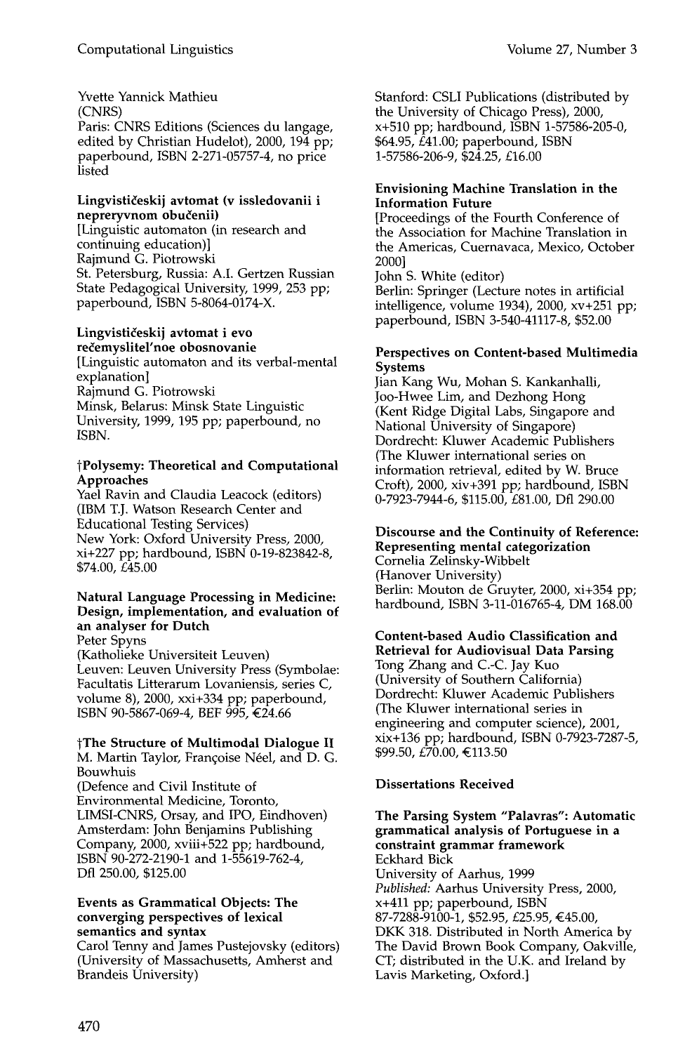Yvette Yannick Mathieu
(CNRS)
Paris: CNRS Editions (Sciences du langage, edited by Christian Hudelot), 2000, 194 pp; paperbound, ISBN 2-271-05757-4, no price listed

**Lingvističeskij avtomat (v issledovanii i nepreryvnom obučenii)**
[Linguistic automaton (in research and continuing education)]
Rajmund G. Piotrowski
St. Petersburg, Russia: A.I. Gertzen Russian State Pedagogical University, 1999, 253 pp; paperbound, ISBN 5-8064-0174-X.

**Lingvističeskij avtomat i evo rečemyslitel'noe obosnovanie**
[Linguistic automaton and its verbal-mental explanation]
Rajmund G. Piotrowski
Minsk, Belarus: Minsk State Linguistic University, 1999, 195 pp; paperbound, no ISBN.

**†Polysemy: Theoretical and Computational Approaches**
Yael Ravin and Claudia Leacock (editors)
(IBM T.J. Watson Research Center and Educational Testing Services)
New York: Oxford University Press, 2000, xi+227 pp; hardbound, ISBN 0-19-823842-8, $74.00, £45.00

**Natural Language Processing in Medicine: Design, implementation, and evaluation of an analyser for Dutch**
Peter Spyns
(Katholieke Universiteit Leuven)
Leuven: Leuven University Press (Symbolae: Facultatis Litterarum Lovaniensis, series C, volume 8), 2000, xxi+334 pp; paperbound, ISBN 90-5867-069-4, BEF 995, €24.66

**†The Structure of Multimodal Dialogue II**
M. Martin Taylor, Françoise Néel, and D. G. Bouwhuis
(Defence and Civil Institute of Environmental Medicine, Toronto, LIMSI-CNRS, Orsay, and IPO, Eindhoven)
Amsterdam: John Benjamins Publishing Company, 2000, xviii+522 pp; hardbound, ISBN 90-272-2190-1 and 1-55619-762-4, Dfl 250.00, $125.00

**Events as Grammatical Objects: The converging perspectives of lexical semantics and syntax**
Carol Tenny and James Pustejovsky (editors)
(University of Massachusetts, Amherst and Brandeis University)
Stanford: CSLI Publications (distributed by the University of Chicago Press), 2000, x+510 pp; hardbound, ISBN 1-57586-205-0, $64.95, £41.00; paperbound, ISBN 1-57586-206-9, $24.25, £16.00

**Envisioning Machine Translation in the Information Future**
[Proceedings of the Fourth Conference of the Association for Machine Translation in the Americas, Cuernavaca, Mexico, October 2000]
John S. White (editor)
Berlin: Springer (Lecture notes in artificial intelligence, volume 1934), 2000, xv+251 pp; paperbound, ISBN 3-540-41117-8, $52.00

**Perspectives on Content-based Multimedia Systems**
Jian Kang Wu, Mohan S. Kankanhalli, Joo-Hwee Lim, and Dezhong Hong
(Kent Ridge Digital Labs, Singapore and National University of Singapore)
Dordrecht: Kluwer Academic Publishers (The Kluwer international series on information retrieval, edited by W. Bruce Croft), 2000, xiv+391 pp; hardbound, ISBN 0-7923-7944-6, $115.00, £81.00, Dfl 290.00

**Discourse and the Continuity of Reference: Representing mental categorization**
Cornelia Zelinsky-Wibbelt
(Hanover University)
Berlin: Mouton de Gruyter, 2000, xi+354 pp; hardbound, ISBN 3-11-016765-4, DM 168.00

**Content-based Audio Classification and Retrieval for Audiovisual Data Parsing**
Tong Zhang and C.-C. Jay Kuo
(University of Southern California)
Dordrecht: Kluwer Academic Publishers (The Kluwer international series in engineering and computer science), 2001, xix+136 pp; hardbound, ISBN 0-7923-7287-5, $99.50, £70.00, €113.50

## Dissertations Received

**The Parsing System "Palavras": Automatic grammatical analysis of Portuguese in a constraint grammar framework**
Eckhard Bick
University of Aarhus, 1999
*Published:* Aarhus University Press, 2000, x+411 pp; paperbound, ISBN 87-7288-9100-1, $52.95, £25.95, €45.00, DKK 318. Distributed in North America by The David Brown Book Company, Oakville, CT; distributed in the U.K. and Ireland by Lavis Marketing, Oxford.]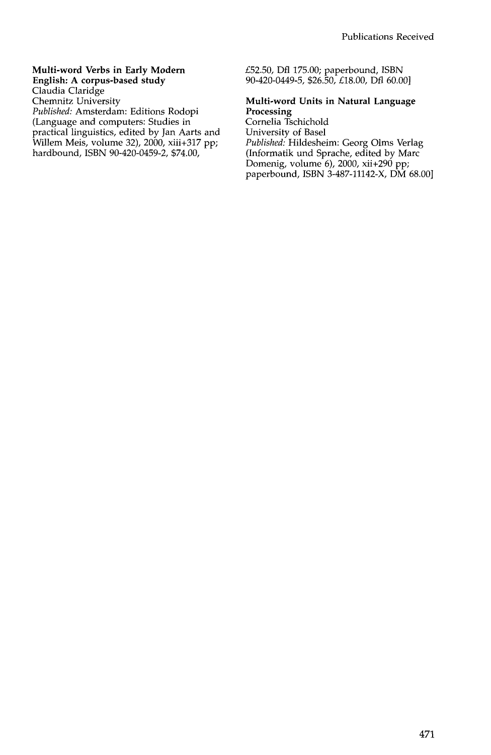**Multi-word Verbs in Early Modern English: A corpus-based study**
Claudia Claridge
Chemnitz University
*Published:* Amsterdam: Editions Rodopi (Language and computers: Studies in practical linguistics, edited by Jan Aarts and Willem Meis, volume 32), 2000, xiii+317 pp; hardbound, ISBN 90-420-0459-2, $74.00, £52.50, Dfl 175.00; paperbound, ISBN 90-420-0449-5, $26.50, £18.00, Dfl 60.00]

**Multi-word Units in Natural Language Processing**
Cornelia Tschichold
University of Basel
*Published:* Hildesheim: Georg Olms Verlag (Informatik und Sprache, edited by Marc Domenig, volume 6), 2000, xii+290 pp; paperbound, ISBN 3-487-11142-X, DM 68.00]